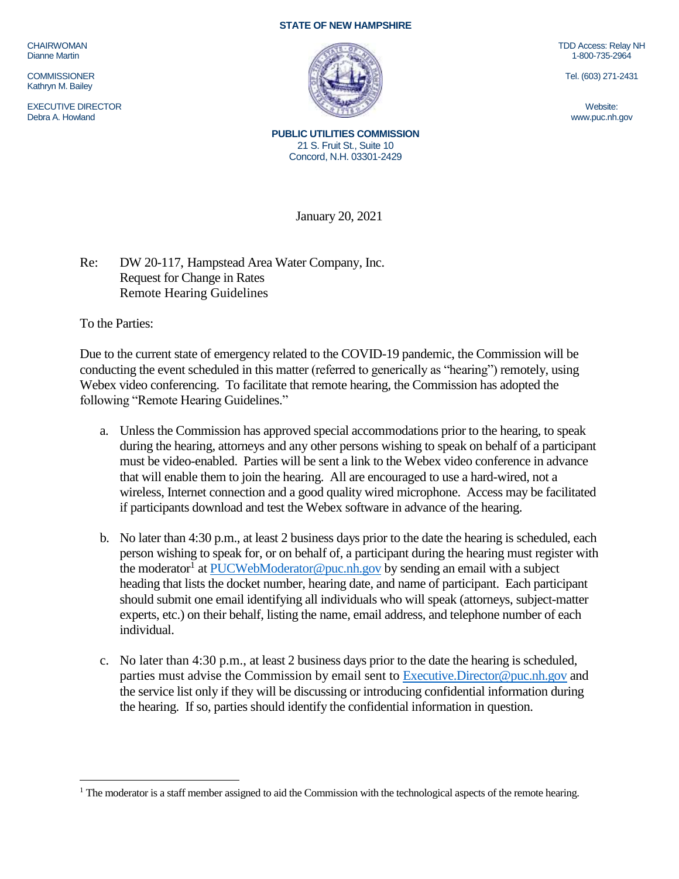**STATE OF NEW HAMPSHIRE**

CHAIRWOMAN
Dianne Martin

COMMISSIONER
Kathryn M. Bailey

EXECUTIVE DIRECTOR
Debra A. Howland

TDD Access: Relay NH
1-800-735-2964

Tel. (603) 271-2431

Website:
www.puc.nh.gov

**PUBLIC UTILITIES COMMISSION**
21 S. Fruit St., Suite 10
Concord, N.H. 03301-2429

January 20, 2021

Re: DW 20-117, Hampstead Area Water Company, Inc.
Request for Change in Rates
Remote Hearing Guidelines

To the Parties:

Due to the current state of emergency related to the COVID-19 pandemic, the Commission will be conducting the event scheduled in this matter (referred to generically as "hearing") remotely, using Webex video conferencing. To facilitate that remote hearing, the Commission has adopted the following "Remote Hearing Guidelines."

a. Unless the Commission has approved special accommodations prior to the hearing, to speak during the hearing, attorneys and any other persons wishing to speak on behalf of a participant must be video-enabled. Parties will be sent a link to the Webex video conference in advance that will enable them to join the hearing. All are encouraged to use a hard-wired, not a wireless, Internet connection and a good quality wired microphone. Access may be facilitated if participants download and test the Webex software in advance of the hearing.

b. No later than 4:30 p.m., at least 2 business days prior to the date the hearing is scheduled, each person wishing to speak for, or on behalf of, a participant during the hearing must register with the moderator[1] at PUCWebModerator@puc.nh.gov by sending an email with a subject heading that lists the docket number, hearing date, and name of participant. Each participant should submit one email identifying all individuals who will speak (attorneys, subject-matter experts, etc.) on their behalf, listing the name, email address, and telephone number of each individual.

c. No later than 4:30 p.m., at least 2 business days prior to the date the hearing is scheduled, parties must advise the Commission by email sent to Executive.Director@puc.nh.gov and the service list only if they will be discussing or introducing confidential information during the hearing. If so, parties should identify the confidential information in question.

[1] The moderator is a staff member assigned to aid the Commission with the technological aspects of the remote hearing.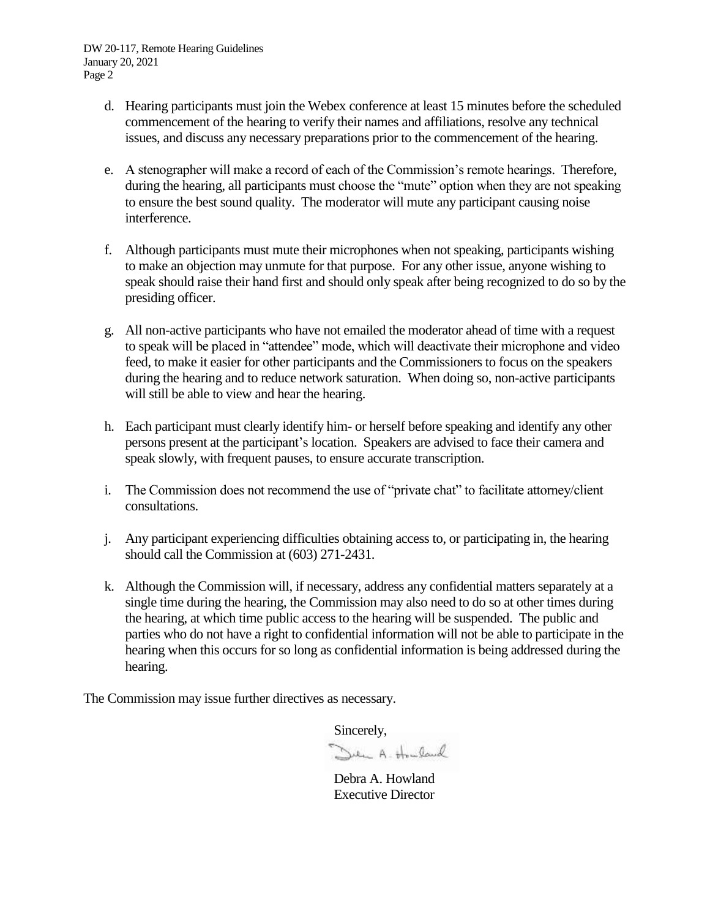d. Hearing participants must join the Webex conference at least 15 minutes before the scheduled commencement of the hearing to verify their names and affiliations, resolve any technical issues, and discuss any necessary preparations prior to the commencement of the hearing.

e. A stenographer will make a record of each of the Commission's remote hearings. Therefore, during the hearing, all participants must choose the "mute" option when they are not speaking to ensure the best sound quality. The moderator will mute any participant causing noise interference.

f. Although participants must mute their microphones when not speaking, participants wishing to make an objection may unmute for that purpose. For any other issue, anyone wishing to speak should raise their hand first and should only speak after being recognized to do so by the presiding officer.

g. All non-active participants who have not emailed the moderator ahead of time with a request to speak will be placed in "attendee" mode, which will deactivate their microphone and video feed, to make it easier for other participants and the Commissioners to focus on the speakers during the hearing and to reduce network saturation. When doing so, non-active participants will still be able to view and hear the hearing.

h. Each participant must clearly identify him- or herself before speaking and identify any other persons present at the participant's location. Speakers are advised to face their camera and speak slowly, with frequent pauses, to ensure accurate transcription.

i. The Commission does not recommend the use of "private chat" to facilitate attorney/client consultations.

j. Any participant experiencing difficulties obtaining access to, or participating in, the hearing should call the Commission at (603) 271-2431.

k. Although the Commission will, if necessary, address any confidential matters separately at a single time during the hearing, the Commission may also need to do so at other times during the hearing, at which time public access to the hearing will be suspended. The public and parties who do not have a right to confidential information will not be able to participate in the hearing when this occurs for so long as confidential information is being addressed during the hearing.

The Commission may issue further directives as necessary.

Sincerely,

Debra A. Howland
Executive Director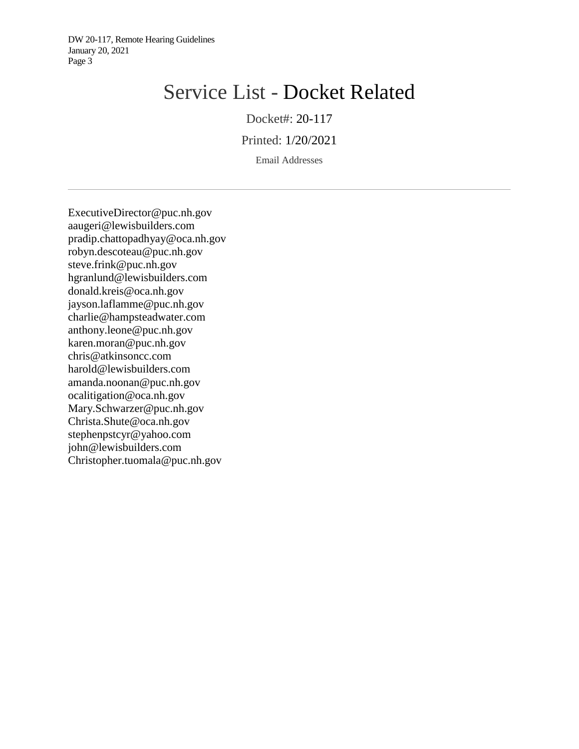# Service List - Docket Related

Docket#: 20-117

Printed: 1/20/2021

Email Addresses

---

ExecutiveDirector@puc.nh.gov
aaugeri@lewisbuilders.com
pradip.chattopadhyay@oca.nh.gov
robyn.descoteau@puc.nh.gov
steve.frink@puc.nh.gov
hgranlund@lewisbuilders.com
donald.kreis@oca.nh.gov
jayson.laflamme@puc.nh.gov
charlie@hampsteadwater.com
anthony.leone@puc.nh.gov
karen.moran@puc.nh.gov
chris@atkinsoncc.com
harold@lewisbuilders.com
amanda.noonan@puc.nh.gov
ocalitigation@oca.nh.gov
Mary.Schwarzer@puc.nh.gov
Christa.Shute@oca.nh.gov
stephenpstcyr@yahoo.com
john@lewisbuilders.com
Christopher.tuomala@puc.nh.gov